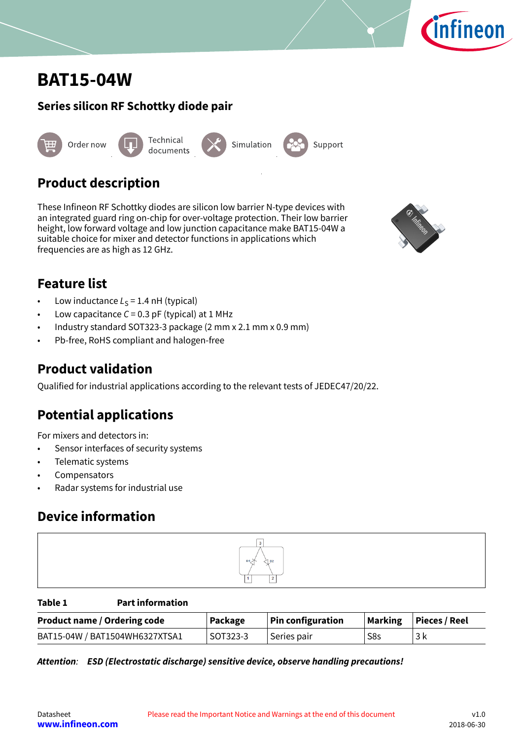# BAT15-04W

## Series silicon RF Schottky diode pair

Order now | Technical documents | Simulation | Support

## Product description

These Infineon RF Schottky diodes are silicon low barrier N-type devices with an integrated guard ring on-chip for over-voltage protection. Their low barrier height, low forward voltage and low junction capacitance make BAT15-04W a suitable choice for mixer and detector functions in applications which frequencies are as high as 12 GHz.

## Feature list

- Low inductance $L_S$ = 1.4 nH (typical)
- Low capacitance $C$ = 0.3 pF (typical) at 1 MHz
- Industry standard SOT323-3 package (2 mm x 2.1 mm x 0.9 mm)
- Pb-free, RoHS compliant and halogen-free

## Product validation

Qualified for industrial applications according to the relevant tests of JEDEC47/20/22.

## Potential applications

For mixers and detectors in:

- Sensor interfaces of security systems
- Telematic systems
- Compensators
- Radar systems for industrial use

## Device information

**Table 1 Part information**

| Product name / Ordering code | Package | Pin configuration | Marking | Pieces / Reel |
|---|---|---|---|---|
| BAT15-04W / BAT1504WH6327XTSA1 | SOT323-3 | Series pair | S8s | 3 k |

***Attention:*** ***ESD (Electrostatic discharge) sensitive device, observe handling precautions!***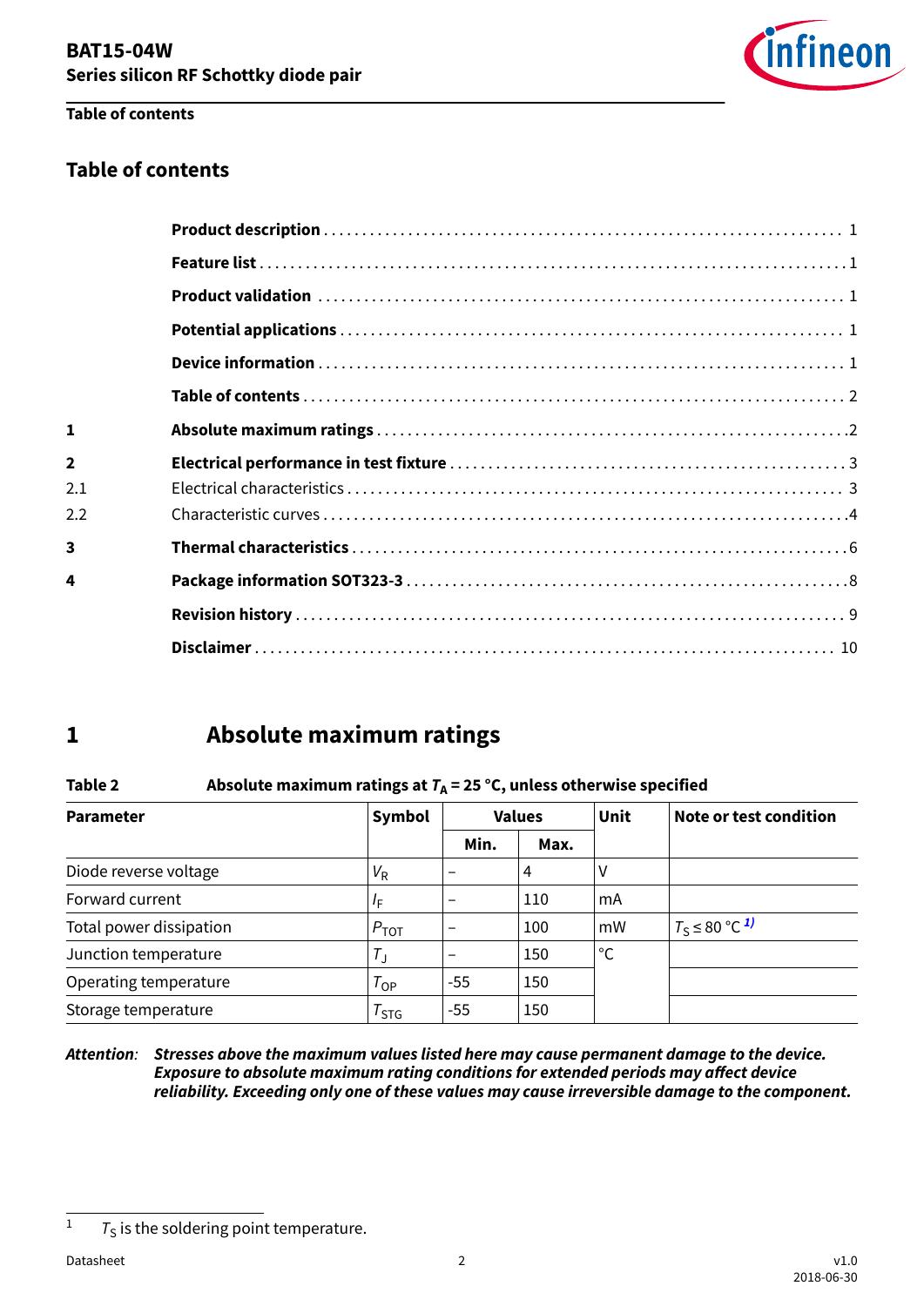## Table of contents

| | | |
|---|---|---|
| | **Product description** | 1 |
| | **Feature list** | 1 |
| | **Product validation** | 1 |
| | **Potential applications** | 1 |
| | **Device information** | 1 |
| | **Table of contents** | 2 |
| **1** | **Absolute maximum ratings** | 2 |
| **2** | **Electrical performance in test fixture** | 3 |
| 2.1 | Electrical characteristics | 3 |
| 2.2 | Characteristic curves | 4 |
| **3** | **Thermal characteristics** | 6 |
| **4** | **Package information SOT323-3** | 8 |
| | **Revision history** | 9 |
| | **Disclaimer** | 10 |

# 1 Absolute maximum ratings

**Table 2 Absolute maximum ratings at $T_A$ = 25 °C, unless otherwise specified**

| Parameter | Symbol | Values | | Unit | Note or test condition |
|---|---|---|---|---|---|
| | | Min. | Max. | | |
| Diode reverse voltage | $V_R$ | – | 4 | V | |
| Forward current | $I_F$ | – | 110 | mA | |
| Total power dissipation | $P_{TOT}$ | – | 100 | mW | $T_S \leq 80$ °C [1] |
| Junction temperature | $T_J$ | – | 150 | °C | |
| Operating temperature | $T_{OP}$ | -55 | 150 | | |
| Storage temperature | $T_{STG}$ | -55 | 150 | | |

*Attention:* ***Stresses above the maximum values listed here may cause permanent damage to the device. Exposure to absolute maximum rating conditions for extended periods may affect device reliability. Exceeding only one of these values may cause irreversible damage to the component.***

[1] $T_S$ is the soldering point temperature.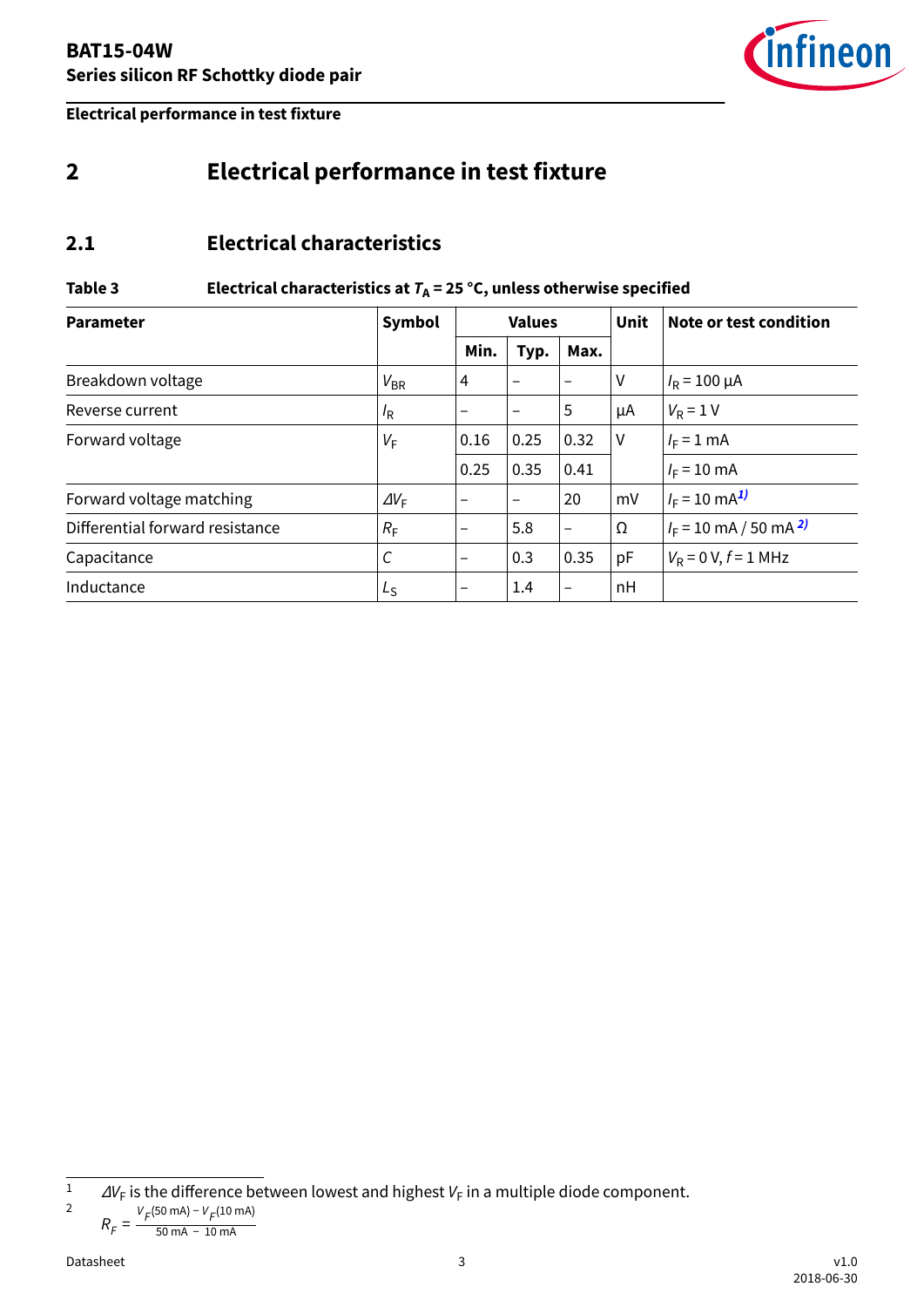# 2 Electrical performance in test fixture

## 2.1 Electrical characteristics

**Table 3 Electrical characteristics at $T_A$ = 25 °C, unless otherwise specified**

| Parameter | Symbol | Values | | | Unit | Note or test condition |
|---|---|---|---|---|---|---|
| | | Min. | Typ. | Max. | | |
| Breakdown voltage | $V_{BR}$ | 4 | – | – | V | $I_R$ = 100 µA |
| Reverse current | $I_R$ | – | – | 5 | µA | $V_R$ = 1 V |
| Forward voltage | $V_F$ | 0.16 | 0.25 | 0.32 | V | $I_F$ = 1 mA |
| | | 0.25 | 0.35 | 0.41 | | $I_F$ = 10 mA |
| Forward voltage matching | $\Delta V_F$ | – | – | 20 | mV | $I_F$ = 10 mA[1] |
| Differential forward resistance | $R_F$ | – | 5.8 | – | Ω | $I_F$ = 10 mA / 50 mA [2] |
| Capacitance | $C$ | – | 0.3 | 0.35 | pF | $V_R$ = 0 V, $f$ = 1 MHz |
| Inductance | $L_S$ | – | 1.4 | – | nH | |

1 $\Delta V_F$ is the difference between lowest and highest $V_F$ in a multiple diode component.

2 $$R_F = \frac{V_F(50\text{ mA}) - V_F(10\text{ mA})}{50\text{ mA} - 10\text{ mA}}$$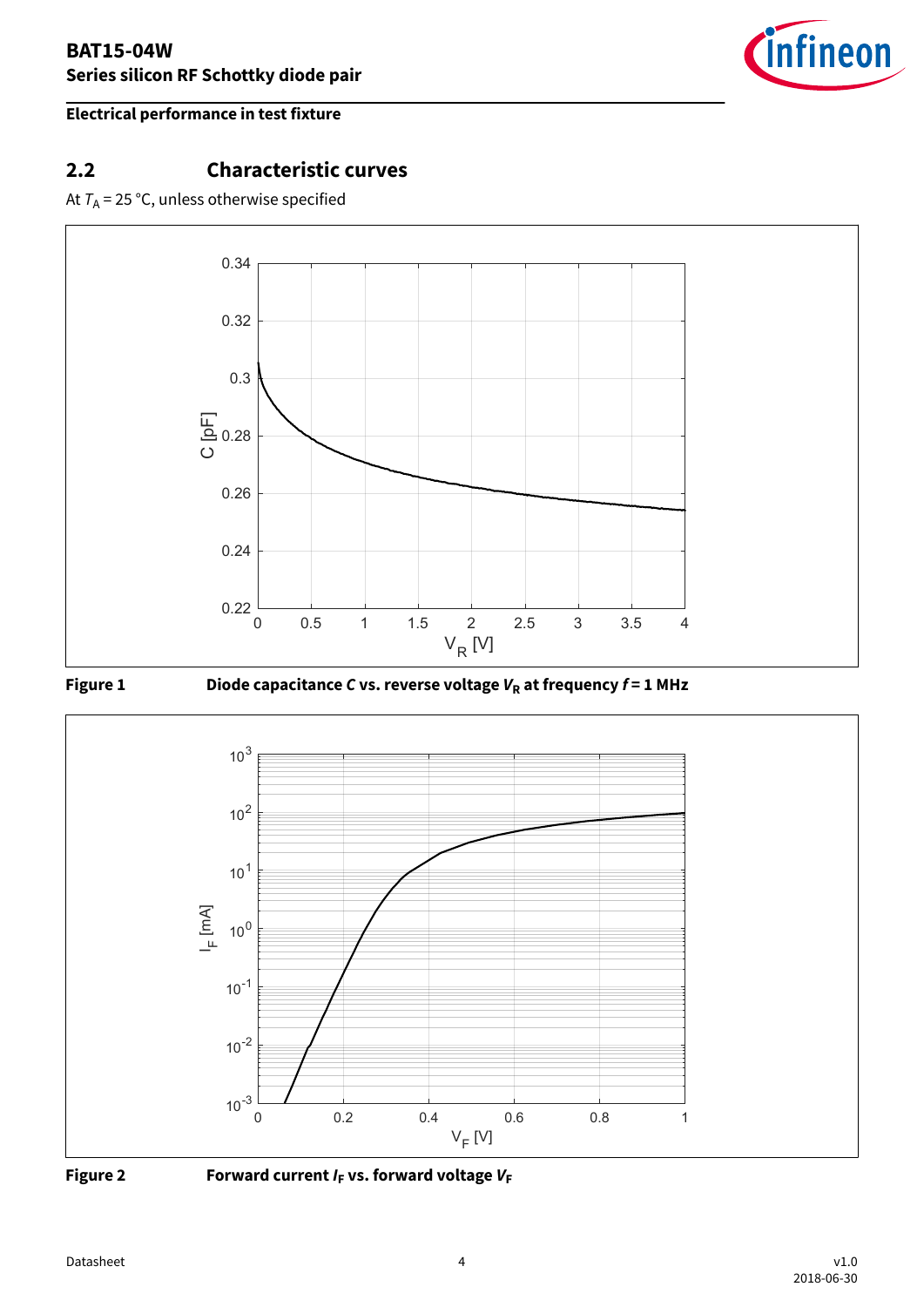## 2.2 Characteristic curves

At $T_A$ = 25 °C, unless otherwise specified

**Figure 1** Diode capacitance $C$ vs. reverse voltage $V_R$ at frequency $f$ = 1 MHz

**Figure 2** Forward current $I_F$ vs. forward voltage $V_F$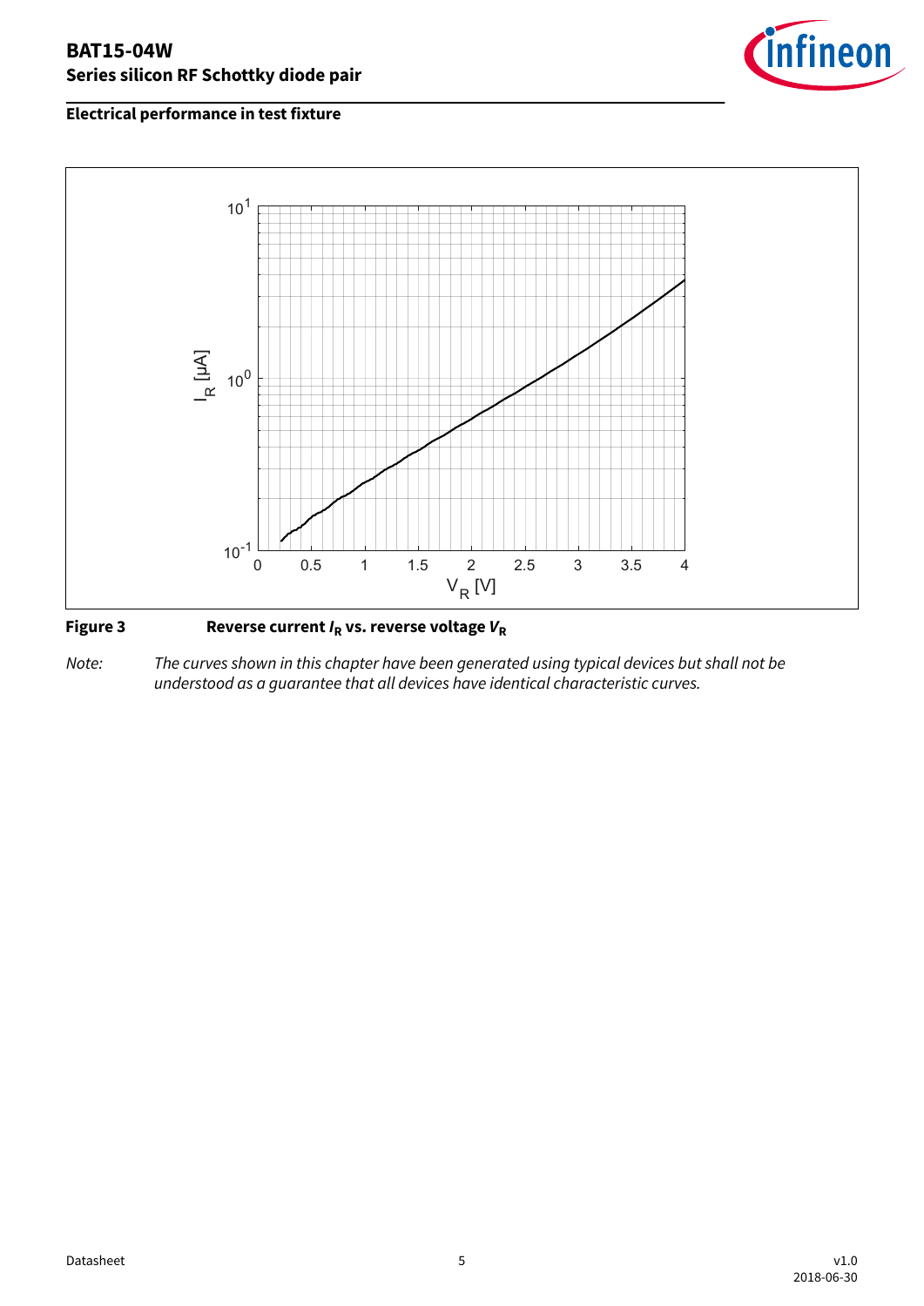## Electrical performance in test fixture

**Figure 3** **Reverse current $I_R$ vs. reverse voltage $V_R$**

*Note: The curves shown in this chapter have been generated using typical devices but shall not be understood as a guarantee that all devices have identical characteristic curves.*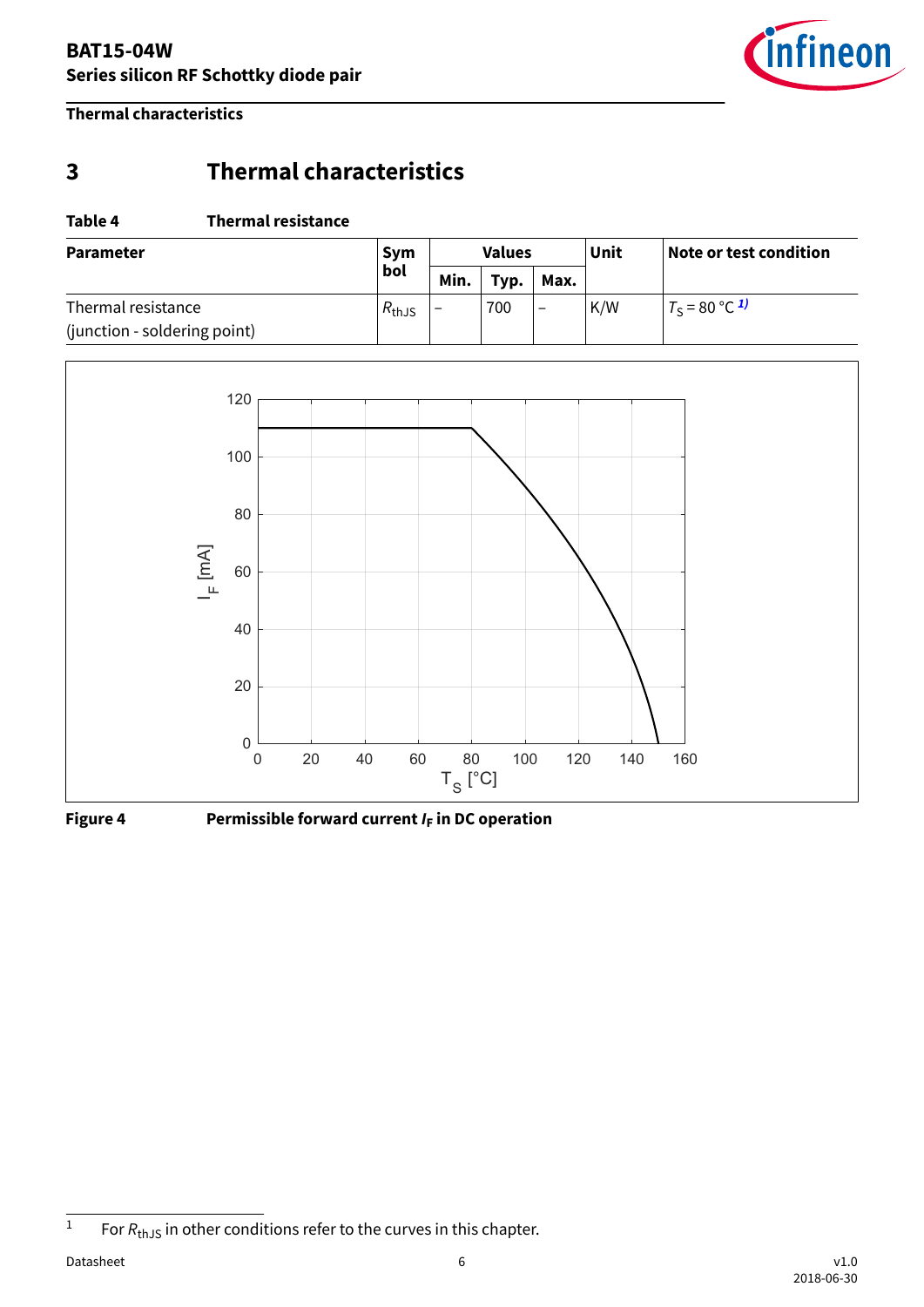# 3 Thermal characteristics

**Table 4 Thermal resistance**

| Parameter | Symbol | Values | | | Unit | Note or test condition |
|---|---|---|---|---|---|---|
| | | Min. | Typ. | Max. | | |
| Thermal resistance (junction - soldering point) | $R_{thJS}$ | – | 700 | – | K/W | $T_S$ = 80 °C [1] |

**Figure 4 Permissible forward current $I_F$ in DC operation**

---

[1] For $R_{thJS}$ in other conditions refer to the curves in this chapter.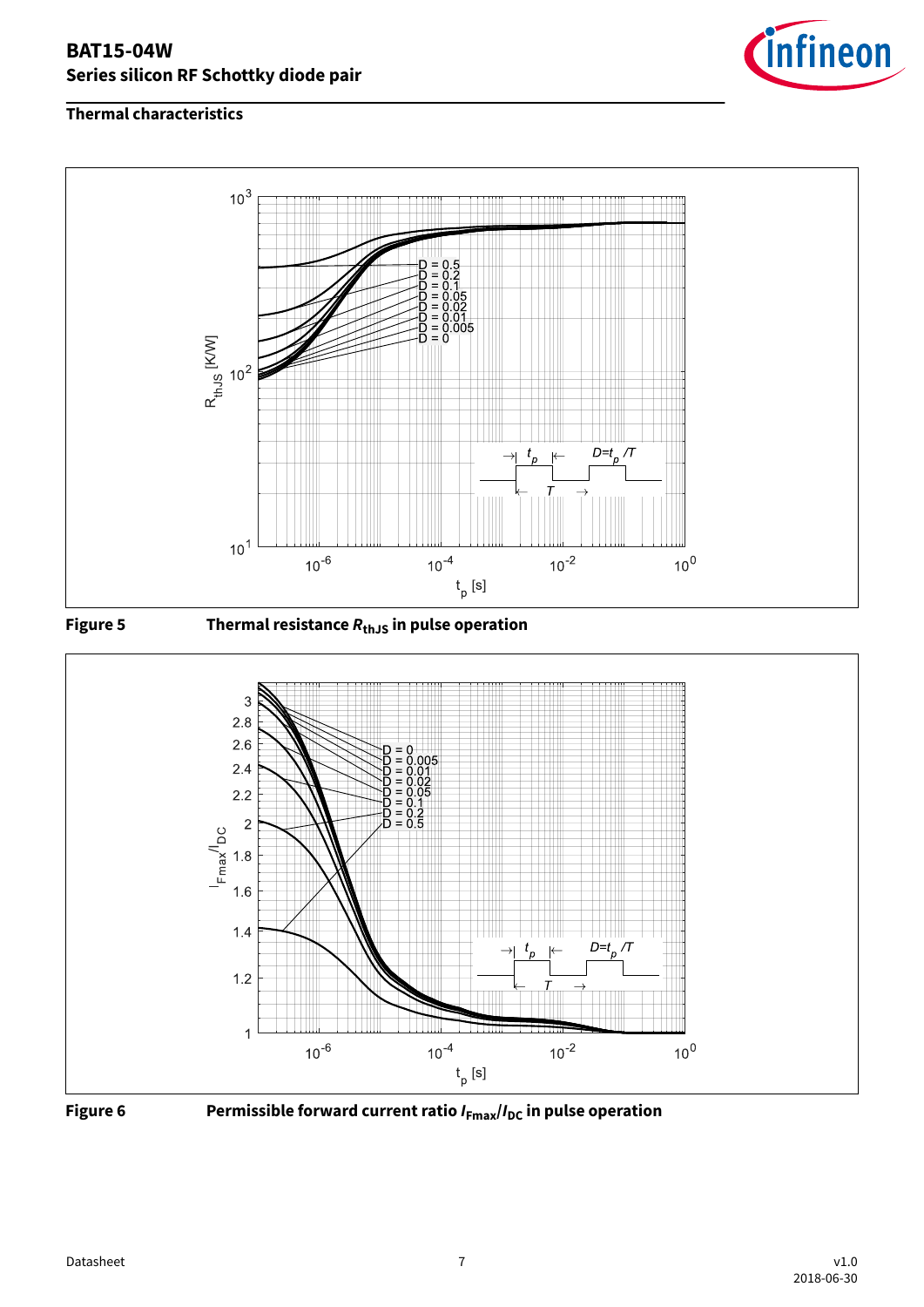## Thermal characteristics

**Figure 5** Thermal resistance $R_{thJS}$ in pulse operation

**Figure 6** Permissible forward current ratio $I_{Fmax}/I_{DC}$ in pulse operation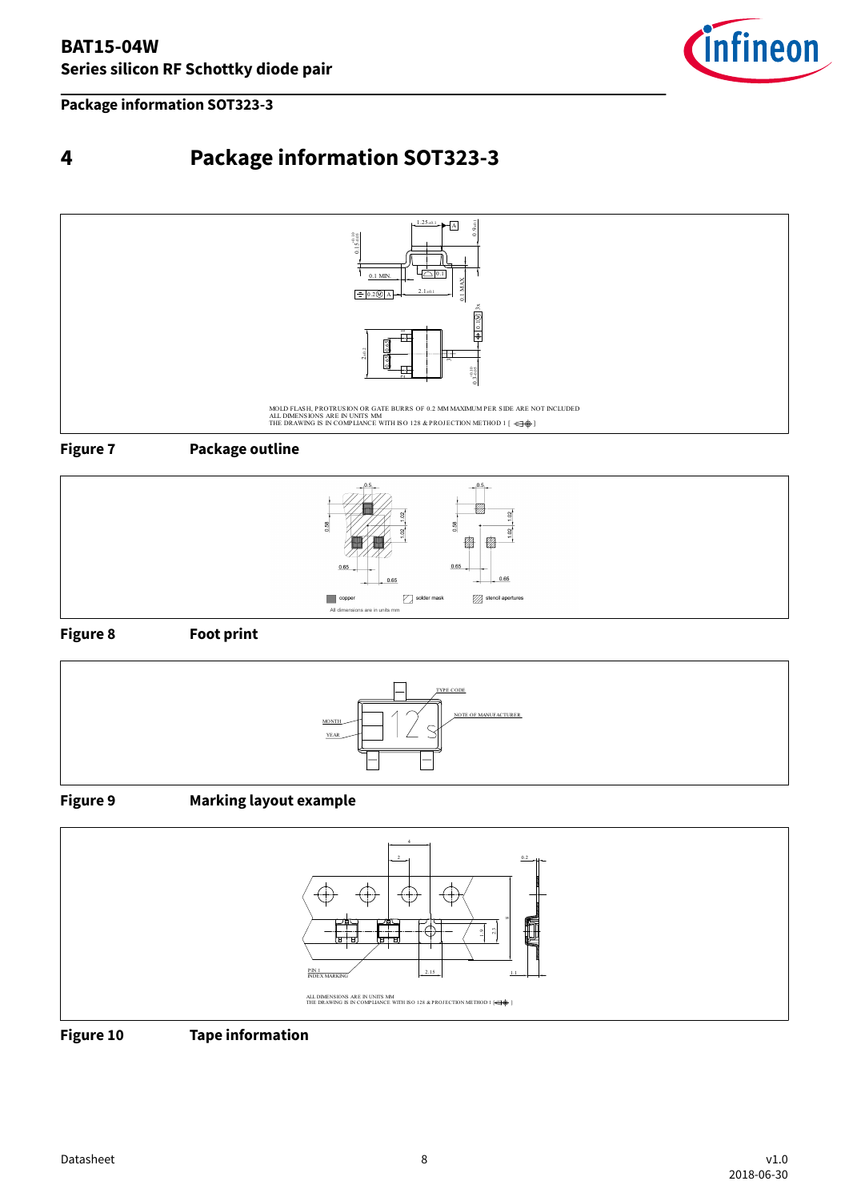# 4 Package information SOT323-3

MOLD FLASH, PROTRUSION OR GATE BURRS OF 0.2 MM MAXIMUM PER SIDE ARE NOT INCLUDED
ALL DIMENSIONS ARE IN UNITS MM
THE DRAWING IS IN COMPLIANCE WITH ISO 128 & PROJECTION METHOD 1

**Figure 7** Package outline

copper   solder mask   stencil apertures
All dimensions are in units mm

**Figure 8** Foot print

TYPE CODE
NOTE OF MANUFACTURER
MONTH
YEAR

**Figure 9** Marking layout example

PIN 1 INDEX MARKING
ALL DIMENSIONS ARE IN UNITS MM
THE DRAWING IS IN COMPLIANCE WITH ISO 128 & PROJECTION METHOD 1

**Figure 10** Tape information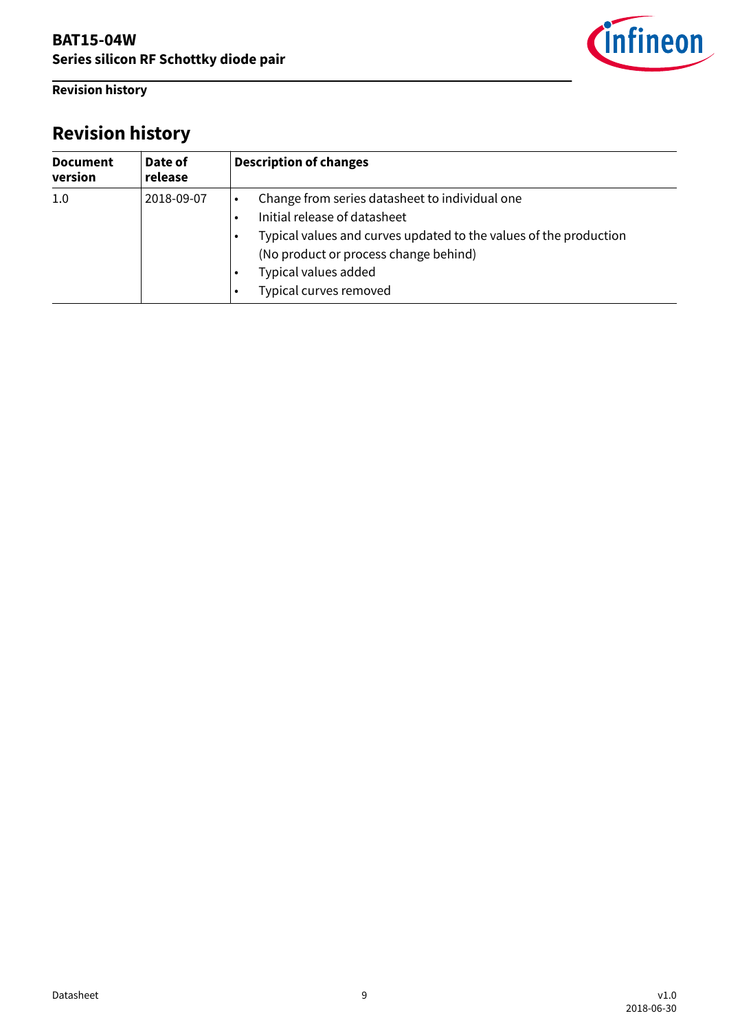# Revision history

| Document version | Date of release | Description of changes |
|---|---|---|
| 1.0 | 2018-09-07 | • Change from series datasheet to individual one<br>• Initial release of datasheet<br>• Typical values and curves updated to the values of the production (No product or process change behind)<br>• Typical values added<br>• Typical curves removed |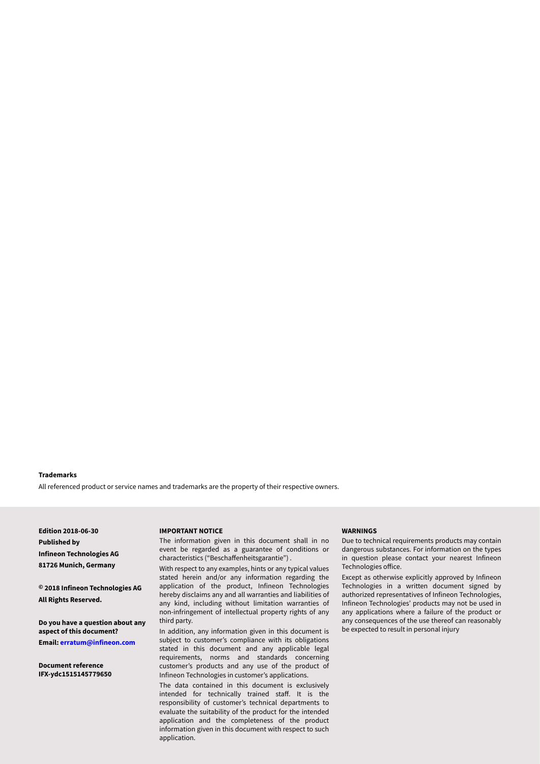**Trademarks**

All referenced product or service names and trademarks are the property of their respective owners.

**Edition 2018-06-30**

**Published by**

**Infineon Technologies AG**

**81726 Munich, Germany**

**© 2018 Infineon Technologies AG**

**All Rights Reserved.**

**Do you have a question about any aspect of this document?**

**Email: erratum@infineon.com**

**Document reference**
**IFX-ydc1515145779650**

**IMPORTANT NOTICE**

The information given in this document shall in no event be regarded as a guarantee of conditions or characteristics ("Beschaffenheitsgarantie") .

With respect to any examples, hints or any typical values stated herein and/or any information regarding the application of the product, Infineon Technologies hereby disclaims any and all warranties and liabilities of any kind, including without limitation warranties of non-infringement of intellectual property rights of any third party.

In addition, any information given in this document is subject to customer's compliance with its obligations stated in this document and any applicable legal requirements, norms and standards concerning customer's products and any use of the product of Infineon Technologies in customer's applications.

The data contained in this document is exclusively intended for technically trained staff. It is the responsibility of customer's technical departments to evaluate the suitability of the product for the intended application and the completeness of the product information given in this document with respect to such application.

**WARNINGS**

Due to technical requirements products may contain dangerous substances. For information on the types in question please contact your nearest Infineon Technologies office.

Except as otherwise explicitly approved by Infineon Technologies in a written document signed by authorized representatives of Infineon Technologies, Infineon Technologies' products may not be used in any applications where a failure of the product or any consequences of the use thereof can reasonably be expected to result in personal injury